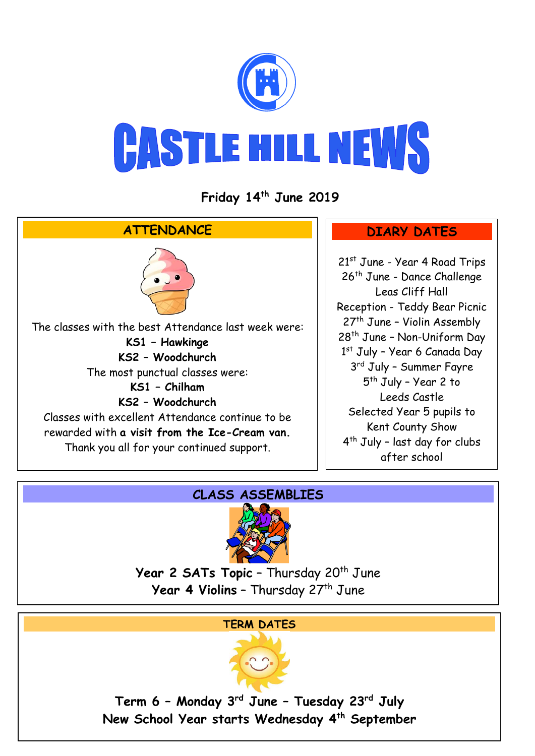# CASTLE HILL NEWS

**Friday 14th June 2019**

## ATTENDANCE

The classes with the best Attendance last week were:

**KS1 – Hawkinge**

**KS2 – Woodchurch**

The most punctual classes were:

**KS1 – Chilham**

**KS2 – Woodchurch**

Classes with excellent Attendance continue to be rewarded with **a visit from the Ice-Cream van.**

Thank you all for your continued support.

## DIARY DATES

21st June - Year 4 Road Trips

26th June - Dance Challenge Leas Cliff Hall

Reception - Teddy Bear Picnic

27th June – Violin Assembly

28th June – Non-Uniform Day

1st July – Year 6 Canada Day

3rd July – Summer Fayre

5th July – Year 2 to Leeds Castle

Selected Year 5 pupils to Kent County Show

4th July – last day for clubs after school

## CLASS ASSEMBLIES

**Year 2 SATs Topic** – Thursday 20th June

**Year 4 Violins** – Thursday 27th June

## TERM DATES

**Term 6 – Monday 3rd June – Tuesday 23rd July**

**New School Year starts Wednesday 4th September**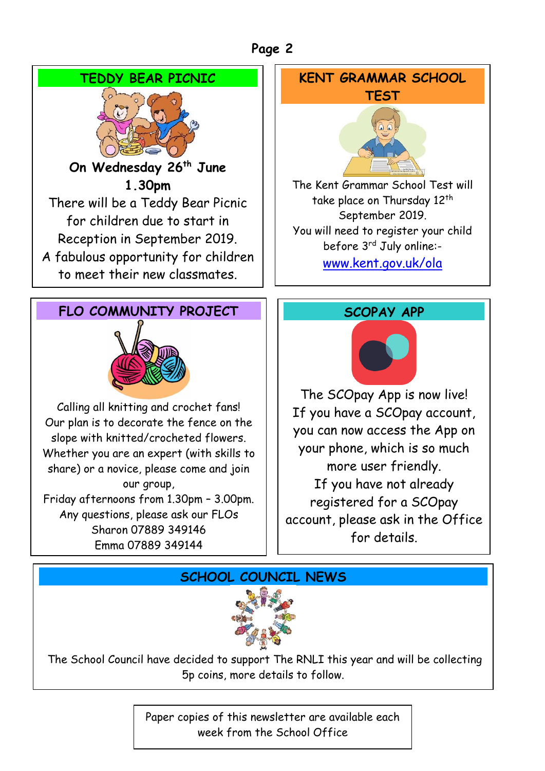## TEDDY BEAR PICNIC

**On Wednesday 26th June**
**1.30pm**

There will be a Teddy Bear Picnic for children due to start in Reception in September 2019.
A fabulous opportunity for children to meet their new classmates.

## KENT GRAMMAR SCHOOL TEST

The Kent Grammar School Test will take place on Thursday 12th September 2019.
You will need to register your child before 3rd July online:-
www.kent.gov.uk/ola

## FLO COMMUNITY PROJECT

Calling all knitting and crochet fans!
Our plan is to decorate the fence on the slope with knitted/crocheted flowers.
Whether you are an expert (with skills to share) or a novice, please come and join our group,
Friday afternoons from 1.30pm – 3.00pm.
Any questions, please ask our FLOs
Sharon 07889 349146
Emma 07889 349144

## SCOPAY APP

The SCOpay App is now live!
If you have a SCOpay account, you can now access the App on your phone, which is so much more user friendly.
If you have not already registered for a SCOpay account, please ask in the Office for details.

## SCHOOL COUNCIL NEWS

The School Council have decided to support The RNLI this year and will be collecting 5p coins, more details to follow.

Paper copies of this newsletter are available each week from the School Office